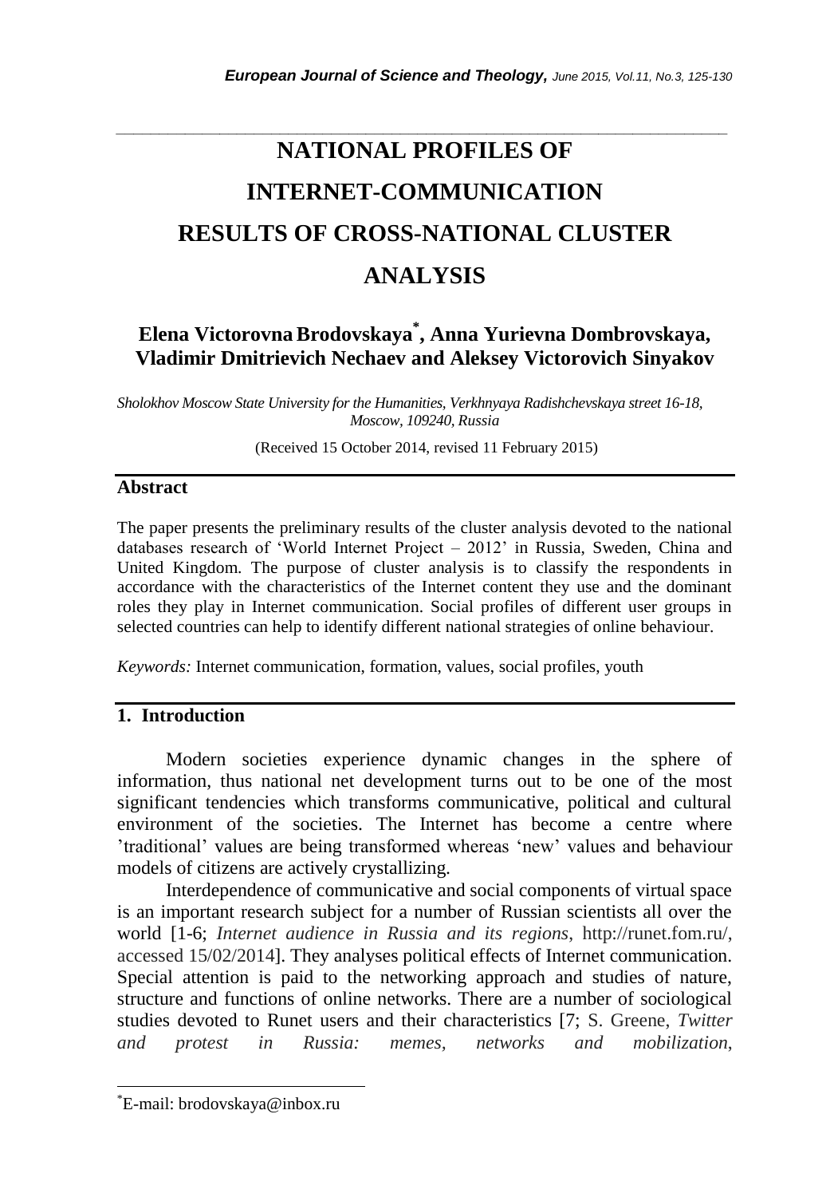# NATIONAL PROFILES OF INTERNET-COMMUNICATION RESULTS OF CROSS-NATIONAL CLUSTER ANALYSIS

**Elena Victorovna Brodovskaya*, Anna Yurievna Dombrovskaya, Vladimir Dmitrievich Nechaev and Aleksey Victorovich Sinyakov**

*Sholokhov Moscow State University for the Humanities, Verkhnyaya Radishchevskaya street 16-18, Moscow, 109240, Russia*

(Received 15 October 2014, revised 11 February 2015)

## Abstract

The paper presents the preliminary results of the cluster analysis devoted to the national databases research of 'World Internet Project – 2012' in Russia, Sweden, China and United Kingdom. The purpose of cluster analysis is to classify the respondents in accordance with the characteristics of the Internet content they use and the dominant roles they play in Internet communication. Social profiles of different user groups in selected countries can help to identify different national strategies of online behaviour.

*Keywords:* Internet communication, formation, values, social profiles, youth

## 1. Introduction

Modern societies experience dynamic changes in the sphere of information, thus national net development turns out to be one of the most significant tendencies which transforms communicative, political and cultural environment of the societies. The Internet has become a centre where 'traditional' values are being transformed whereas 'new' values and behaviour models of citizens are actively crystallizing.

Interdependence of communicative and social components of virtual space is an important research subject for a number of Russian scientists all over the world [1-6; *Internet audience in Russia and its regions*, http://runet.fom.ru/, accessed 15/02/2014]. They analyses political effects of Internet communication. Special attention is paid to the networking approach and studies of nature, structure and functions of online networks. There are a number of sociological studies devoted to Runet users and their characteristics [7; S. Greene, *Twitter and protest in Russia: memes, networks and mobilization*,

*E-mail: brodovskaya@inbox.ru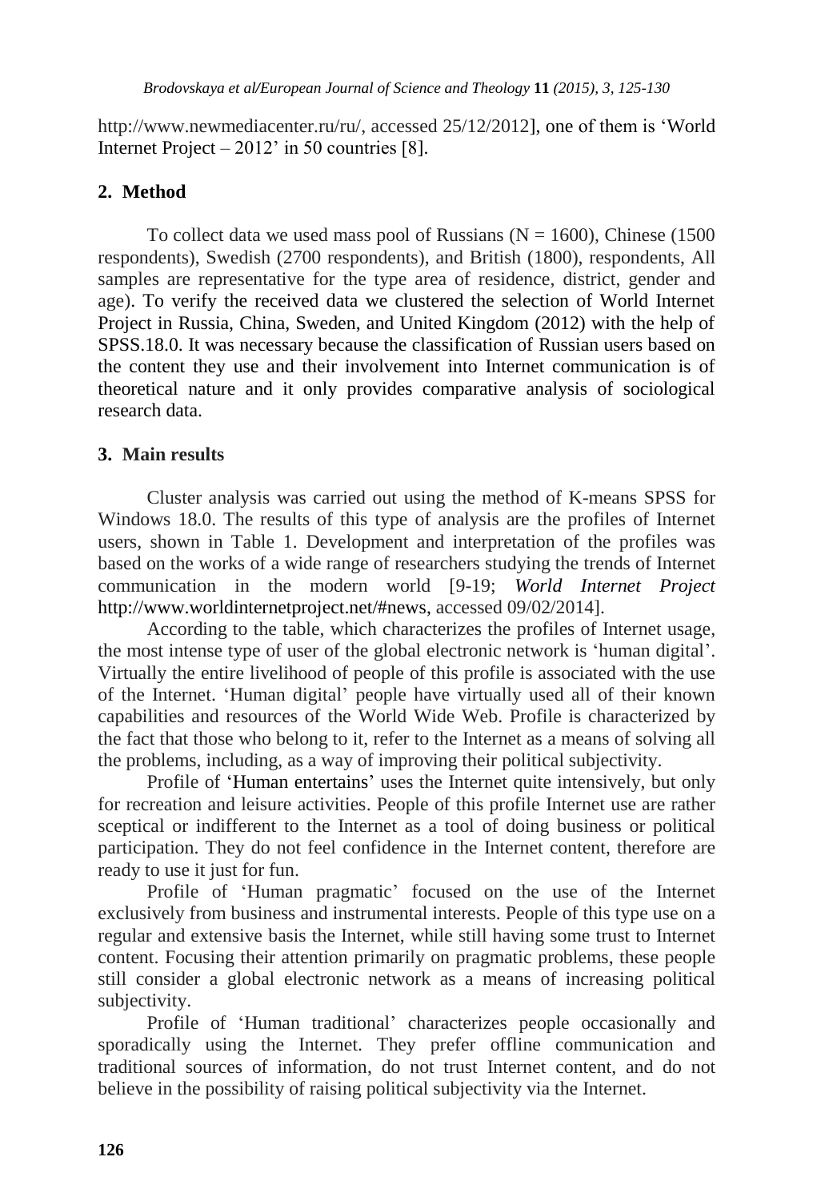http://www.newmediacenter.ru/ru/, accessed 25/12/2012], one of them is 'World Internet Project – 2012' in 50 countries [8].

## 2. Method

To collect data we used mass pool of Russians (N = 1600), Chinese (1500 respondents), Swedish (2700 respondents), and British (1800), respondents, All samples are representative for the type area of residence, district, gender and age). To verify the received data we clustered the selection of World Internet Project in Russia, China, Sweden, and United Kingdom (2012) with the help of SPSS.18.0. It was necessary because the classification of Russian users based on the content they use and their involvement into Internet communication is of theoretical nature and it only provides comparative analysis of sociological research data.

## 3. Main results

Cluster analysis was carried out using the method of K-means SPSS for Windows 18.0. The results of this type of analysis are the profiles of Internet users, shown in Table 1. Development and interpretation of the profiles was based on the works of a wide range of researchers studying the trends of Internet communication in the modern world [9-19; *World Internet Project* http://www.worldinternetproject.net/#news, accessed 09/02/2014].

According to the table, which characterizes the profiles of Internet usage, the most intense type of user of the global electronic network is 'human digital'. Virtually the entire livelihood of people of this profile is associated with the use of the Internet. 'Human digital' people have virtually used all of their known capabilities and resources of the World Wide Web. Profile is characterized by the fact that those who belong to it, refer to the Internet as a means of solving all the problems, including, as a way of improving their political subjectivity.

Profile of 'Human entertains' uses the Internet quite intensively, but only for recreation and leisure activities. People of this profile Internet use are rather sceptical or indifferent to the Internet as a tool of doing business or political participation. They do not feel confidence in the Internet content, therefore are ready to use it just for fun.

Profile of 'Human pragmatic' focused on the use of the Internet exclusively from business and instrumental interests. People of this type use on a regular and extensive basis the Internet, while still having some trust to Internet content. Focusing their attention primarily on pragmatic problems, these people still consider a global electronic network as a means of increasing political subjectivity.

Profile of 'Human traditional' characterizes people occasionally and sporadically using the Internet. They prefer offline communication and traditional sources of information, do not trust Internet content, and do not believe in the possibility of raising political subjectivity via the Internet.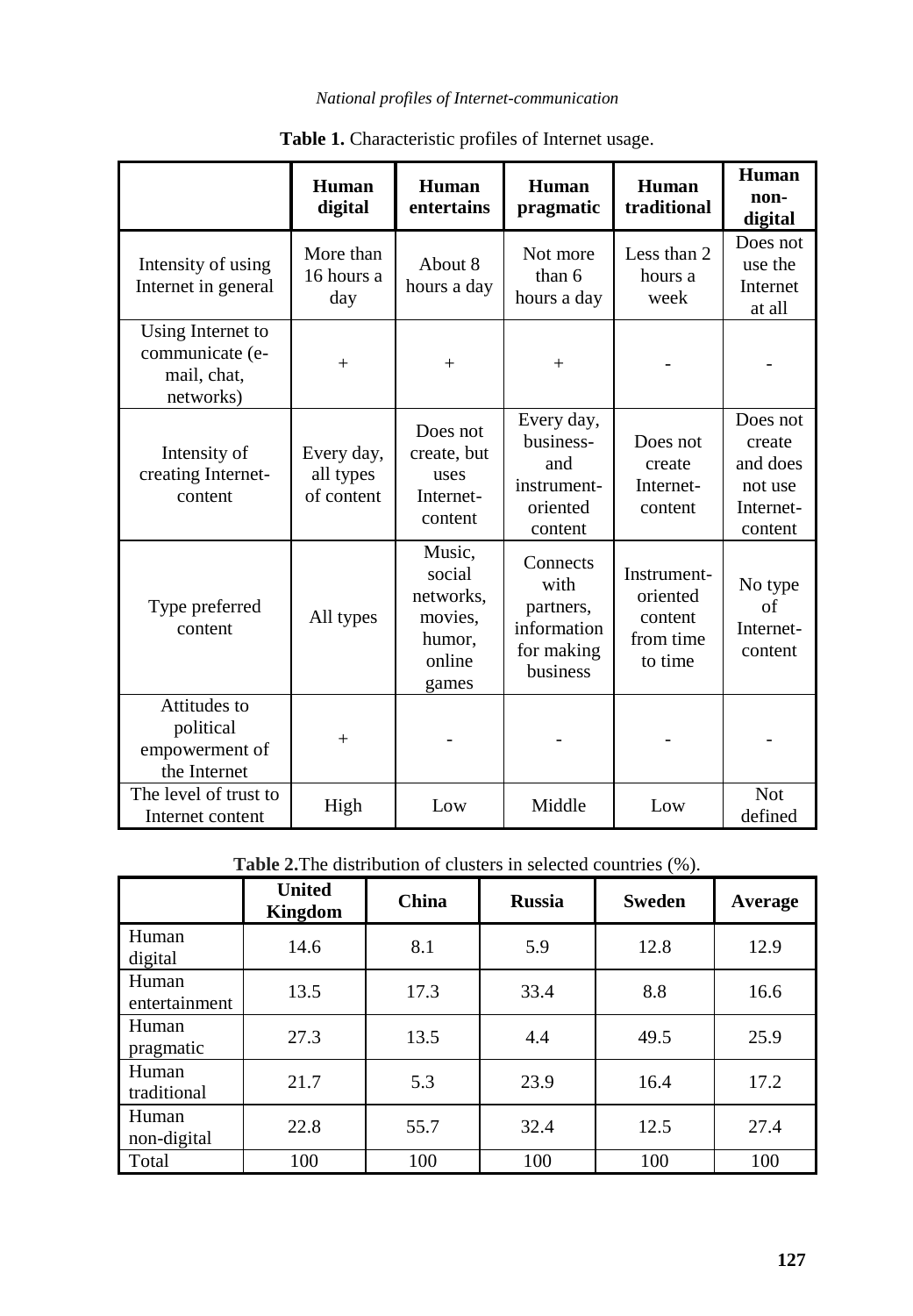**Table 1.** Characteristic profiles of Internet usage.

| | **Human digital** | **Human entertains** | **Human pragmatic** | **Human traditional** | **Human non-digital** |
|---|---|---|---|---|---|
| Intensity of using Internet in general | More than 16 hours a day | About 8 hours a day | Not more than 6 hours a day | Less than 2 hours a week | Does not use the Internet at all |
| Using Internet to communicate (e-mail, chat, networks) | + | + | + | - | - |
| Intensity of creating Internet-content | Every day, all types of content | Does not create, but uses Internet-content | Every day, business- and instrument-oriented content | Does not create Internet-content | Does not create and does not use Internet-content |
| Type preferred content | All types | Music, social networks, movies, humor, online games | Connects with partners, information for making business | Instrument-oriented content from time to time | No type of Internet-content |
| Attitudes to political empowerment of the Internet | + | - | - | - | - |
| The level of trust to Internet content | High | Low | Middle | Low | Not defined |

**Table 2.**The distribution of clusters in selected countries (%).

| | **United Kingdom** | **China** | **Russia** | **Sweden** | **Average** |
|---|---|---|---|---|---|
| Human digital | 14.6 | 8.1 | 5.9 | 12.8 | 12.9 |
| Human entertainment | 13.5 | 17.3 | 33.4 | 8.8 | 16.6 |
| Human pragmatic | 27.3 | 13.5 | 4.4 | 49.5 | 25.9 |
| Human traditional | 21.7 | 5.3 | 23.9 | 16.4 | 17.2 |
| Human non-digital | 22.8 | 55.7 | 32.4 | 12.5 | 27.4 |
| Total | 100 | 100 | 100 | 100 | 100 |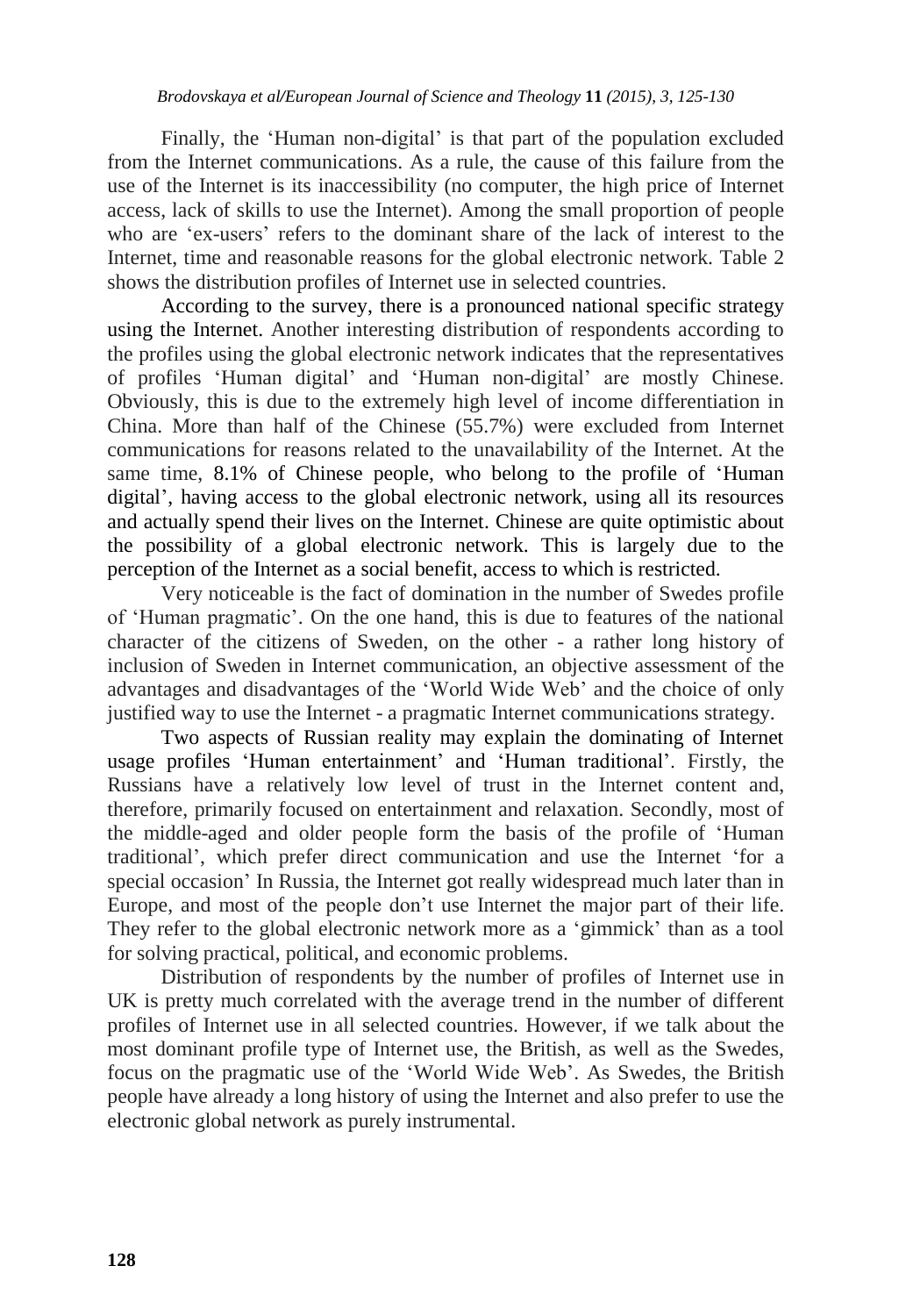Finally, the 'Human non-digital' is that part of the population excluded from the Internet communications. As a rule, the cause of this failure from the use of the Internet is its inaccessibility (no computer, the high price of Internet access, lack of skills to use the Internet). Among the small proportion of people who are 'ex-users' refers to the dominant share of the lack of interest to the Internet, time and reasonable reasons for the global electronic network. Table 2 shows the distribution profiles of Internet use in selected countries.

According to the survey, there is a pronounced national specific strategy using the Internet. Another interesting distribution of respondents according to the profiles using the global electronic network indicates that the representatives of profiles 'Human digital' and 'Human non-digital' are mostly Chinese. Obviously, this is due to the extremely high level of income differentiation in China. More than half of the Chinese (55.7%) were excluded from Internet communications for reasons related to the unavailability of the Internet. At the same time, 8.1% of Chinese people, who belong to the profile of 'Human digital', having access to the global electronic network, using all its resources and actually spend their lives on the Internet. Chinese are quite optimistic about the possibility of a global electronic network. This is largely due to the perception of the Internet as a social benefit, access to which is restricted.

Very noticeable is the fact of domination in the number of Swedes profile of 'Human pragmatic'. On the one hand, this is due to features of the national character of the citizens of Sweden, on the other - a rather long history of inclusion of Sweden in Internet communication, an objective assessment of the advantages and disadvantages of the 'World Wide Web' and the choice of only justified way to use the Internet - a pragmatic Internet communications strategy.

Two aspects of Russian reality may explain the dominating of Internet usage profiles 'Human entertainment' and 'Human traditional'. Firstly, the Russians have a relatively low level of trust in the Internet content and, therefore, primarily focused on entertainment and relaxation. Secondly, most of the middle-aged and older people form the basis of the profile of 'Human traditional', which prefer direct communication and use the Internet 'for a special occasion' In Russia, the Internet got really widespread much later than in Europe, and most of the people don't use Internet the major part of their life. They refer to the global electronic network more as a 'gimmick' than as a tool for solving practical, political, and economic problems.

Distribution of respondents by the number of profiles of Internet use in UK is pretty much correlated with the average trend in the number of different profiles of Internet use in all selected countries. However, if we talk about the most dominant profile type of Internet use, the British, as well as the Swedes, focus on the pragmatic use of the 'World Wide Web'. As Swedes, the British people have already a long history of using the Internet and also prefer to use the electronic global network as purely instrumental.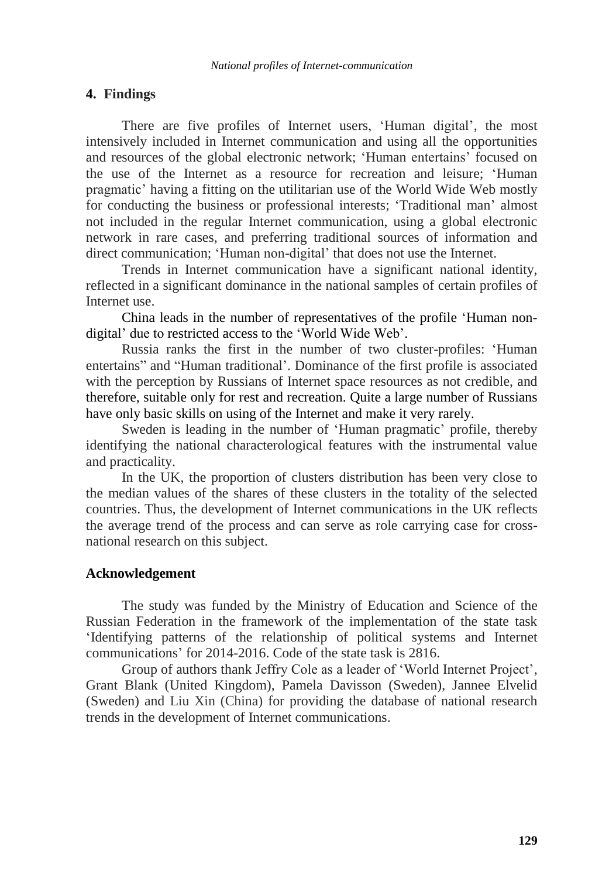## 4. Findings

There are five profiles of Internet users, 'Human digital', the most intensively included in Internet communication and using all the opportunities and resources of the global electronic network; 'Human entertains' focused on the use of the Internet as a resource for recreation and leisure; 'Human pragmatic' having a fitting on the utilitarian use of the World Wide Web mostly for conducting the business or professional interests; 'Traditional man' almost not included in the regular Internet communication, using a global electronic network in rare cases, and preferring traditional sources of information and direct communication; 'Human non-digital' that does not use the Internet.

Trends in Internet communication have a significant national identity, reflected in a significant dominance in the national samples of certain profiles of Internet use.

China leads in the number of representatives of the profile 'Human non-digital' due to restricted access to the 'World Wide Web'.

Russia ranks the first in the number of two cluster-profiles: 'Human entertains" and "Human traditional'. Dominance of the first profile is associated with the perception by Russians of Internet space resources as not credible, and therefore, suitable only for rest and recreation. Quite a large number of Russians have only basic skills on using of the Internet and make it very rarely.

Sweden is leading in the number of 'Human pragmatic' profile, thereby identifying the national characterological features with the instrumental value and practicality.

In the UK, the proportion of clusters distribution has been very close to the median values of the shares of these clusters in the totality of the selected countries. Thus, the development of Internet communications in the UK reflects the average trend of the process and can serve as role carrying case for cross-national research on this subject.

### Acknowledgement

The study was funded by the Ministry of Education and Science of the Russian Federation in the framework of the implementation of the state task 'Identifying patterns of the relationship of political systems and Internet communications' for 2014-2016. Code of the state task is 2816.

Group of authors thank Jeffry Cole as a leader of 'World Internet Project', Grant Blank (United Kingdom), Pamela Davisson (Sweden), Jannee Elvelid (Sweden) and Liu Xin (China) for providing the database of national research trends in the development of Internet communications.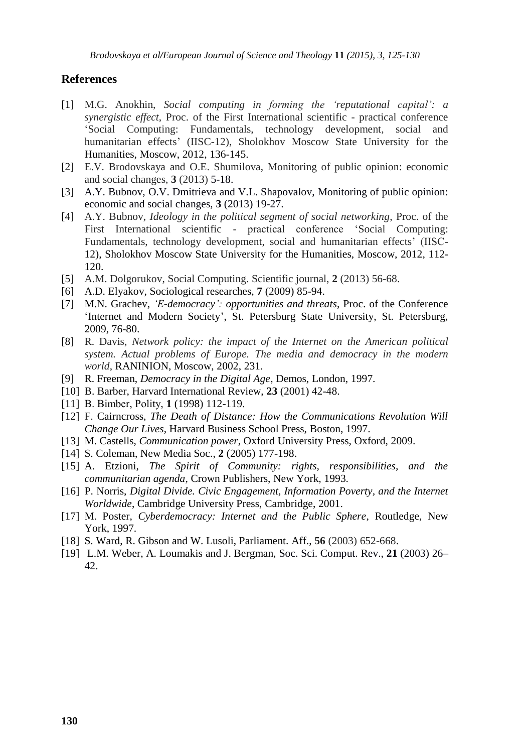## References

[1] M.G. Anokhin, *Social computing in forming the 'reputational capital': a synergistic effect*, Proc. of the First International scientific - practical conference 'Social Computing: Fundamentals, technology development, social and humanitarian effects' (IISC-12), Sholokhov Moscow State University for the Humanities, Moscow, 2012, 136-145.

[2] E.V. Brodovskaya and O.E. Shumilova, Monitoring of public opinion: economic and social changes, **3** (2013) 5-18.

[3] A.Y. Bubnov, O.V. Dmitrieva and V.L. Shapovalov, Monitoring of public opinion: economic and social changes, **3** (2013) 19-27.

[4] A.Y. Bubnov, *Ideology in the political segment of social networking*, Proc. of the First International scientific - practical conference 'Social Computing: Fundamentals, technology development, social and humanitarian effects' (IISC-12), Sholokhov Moscow State University for the Humanities, Moscow, 2012, 112-120.

[5] A.M. Dolgorukov, Social Computing. Scientific journal, **2** (2013) 56-68.

[6] A.D. Elyakov, Sociological researches, **7** (2009) 85-94.

[7] M.N. Grachev, *'E-democracy': opportunities and threats*, Proc. of the Conference 'Internet and Modern Society', St. Petersburg State University, St. Petersburg, 2009, 76-80.

[8] R. Davis, *Network policy: the impact of the Internet on the American political system. Actual problems of Europe. The media and democracy in the modern world*, RANINION, Moscow, 2002, 231.

[9] R. Freeman, *Democracy in the Digital Age*, Demos, London, 1997.

[10] B. Barber, Harvard International Review, **23** (2001) 42-48.

[11] B. Bimber, Polity, **1** (1998) 112-119.

[12] F. Cairncross, *The Death of Distance: How the Communications Revolution Will Change Our Lives*, Harvard Business School Press, Boston, 1997.

[13] M. Castells, *Communication power*, Oxford University Press, Oxford, 2009.

[14] S. Coleman, New Media Soc., **2** (2005) 177-198.

[15] A. Etzioni, *The Spirit of Community: rights, responsibilities, and the communitarian agenda*, Crown Publishers, New York, 1993.

[16] P. Norris, *Digital Divide. Civic Engagement, Information Poverty, and the Internet Worldwide*, Cambridge University Press, Cambridge, 2001.

[17] M. Poster, *Cyberdemocracy: Internet and the Public Sphere*, Routledge, New York, 1997.

[18] S. Ward, R. Gibson and W. Lusoli, Parliament. Aff., **56** (2003) 652-668.

[19] L.M. Weber, A. Loumakis and J. Bergman, Soc. Sci. Comput. Rev., **21** (2003) 26–42.